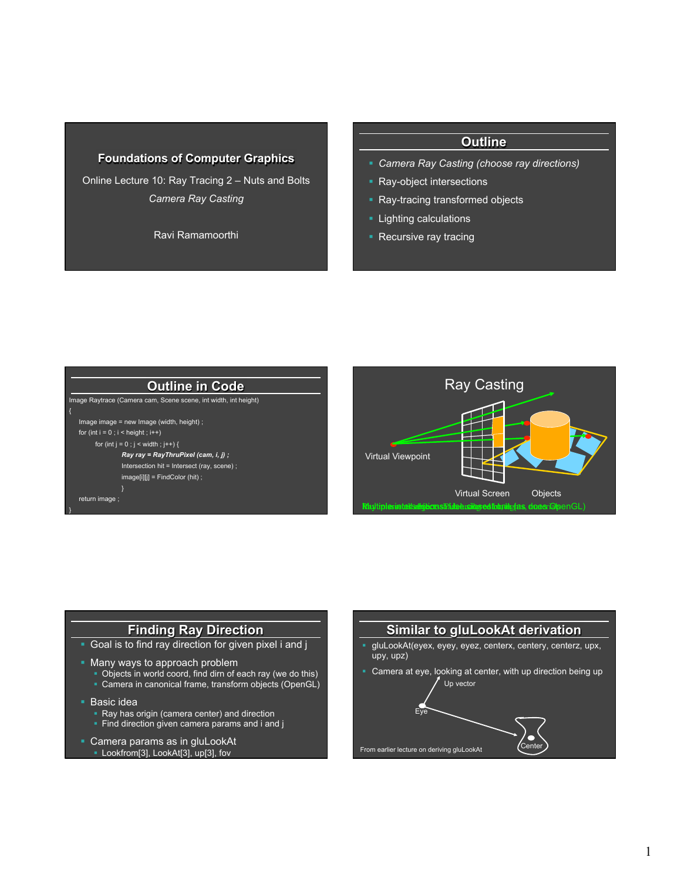# Foundations of Computer Graphics

Online Lecture 10: Ray Tracing 2 – Nuts and Bolts

*Camera Ray Casting*

Ravi Ramamoorthi

## Outline

- *Camera Ray Casting (choose ray directions)*
- Ray-object intersections
- Ray-tracing transformed objects
- Lighting calculations
- Recursive ray tracing

## Outline in Code

```
Image Raytrace (Camera cam, Scene scene, int width, int height)
{
    Image image = new Image (width, height) ;
    for (int i = 0 ; i < height ; i++)
        for (int j = 0 ; j < width ; j++) {
            Ray ray = RayThruPixel (cam, i, j) ;
            Intersection hit = Intersect (ray, scene) ;
            image[i][j] = FindColor (hit) ;
            }
    return image ;
}
```

## Ray Casting

Virtual Viewpoint

Virtual Screen

Objects

Multiple intersections: Use closest one (as does OpenGL)

## Finding Ray Direction

- Goal is to find ray direction for given pixel i and j
- Many ways to approach problem
  - Objects in world coord, find dirn of each ray (we do this)
  - Camera in canonical frame, transform objects (OpenGL)
- Basic idea
  - Ray has origin (camera center) and direction
  - Find direction given camera params and i and j
- Camera params as in gluLookAt
  - Lookfrom[3], LookAt[3], up[3], fov

## Similar to gluLookAt derivation

- gluLookAt(eyex, eyey, eyez, centerx, centery, centerz, upx, upy, upz)
- Camera at eye, looking at center, with up direction being up

Up vector

Eye

Center

From earlier lecture on deriving gluLookAt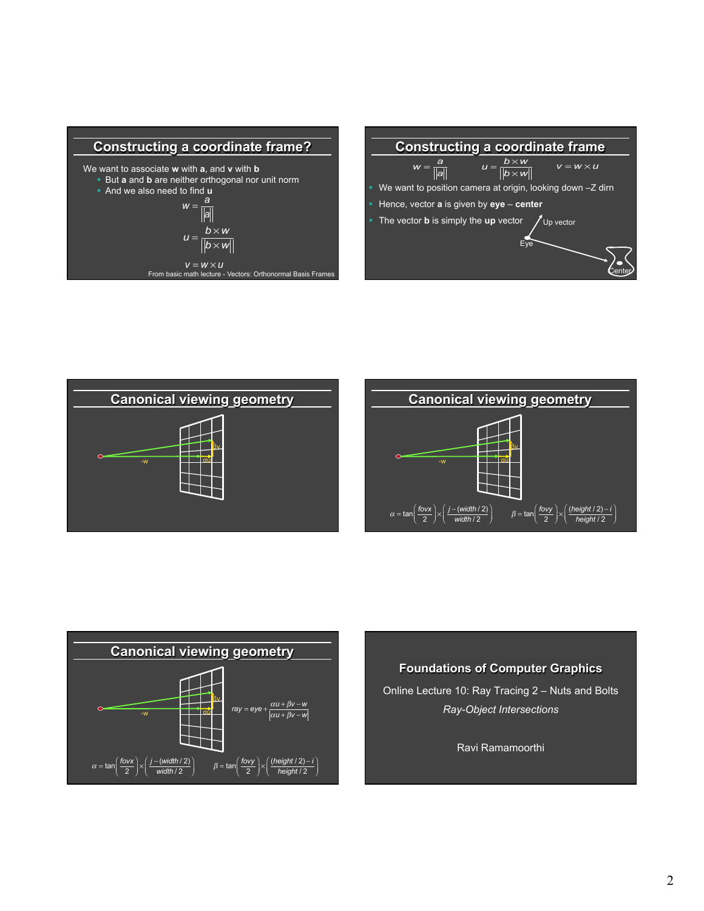## Constructing a coordinate frame?

We want to associate **w** with **a**, and **v** with **b**

- But **a** and **b** are neither orthogonal nor unit norm
- And we also need to find **u**

$$w = \frac{a}{\|a\|}$$

$$u = \frac{b \times w}{\|b \times w\|}$$

$$v = w \times u$$

From basic math lecture - Vectors: Orthonormal Basis Frames

## Constructing a coordinate frame

$$w = \frac{a}{\|a\|} \qquad u = \frac{b \times w}{\|b \times w\|} \qquad v = w \times u$$

- We want to position camera at origin, looking down –Z dirn
- Hence, vector **a** is given by **eye** – **center**
- The vector **b** is simply the **up** vector

Up vector

Eye

Center

## Canonical viewing geometry

-w

βv

αu

## Canonical viewing geometry

-w

βv

αu

$$\alpha = \tan\left(\frac{fovx}{2}\right) \times \left(\frac{j - (width/2)}{width/2}\right) \qquad \beta = \tan\left(\frac{fovy}{2}\right) \times \left(\frac{(height/2) - i}{height/2}\right)$$

## Canonical viewing geometry

-w

βv

αu

$$ray = eye + \frac{\alpha u + \beta v - w}{|\alpha u + \beta v - w|}$$

$$\alpha = \tan\left(\frac{fovx}{2}\right) \times \left(\frac{j - (width/2)}{width/2}\right) \qquad \beta = \tan\left(\frac{fovy}{2}\right) \times \left(\frac{(height/2) - i}{height/2}\right)$$

## Foundations of Computer Graphics

Online Lecture 10: Ray Tracing 2 – Nuts and Bolts

*Ray-Object Intersections*

Ravi Ramamoorthi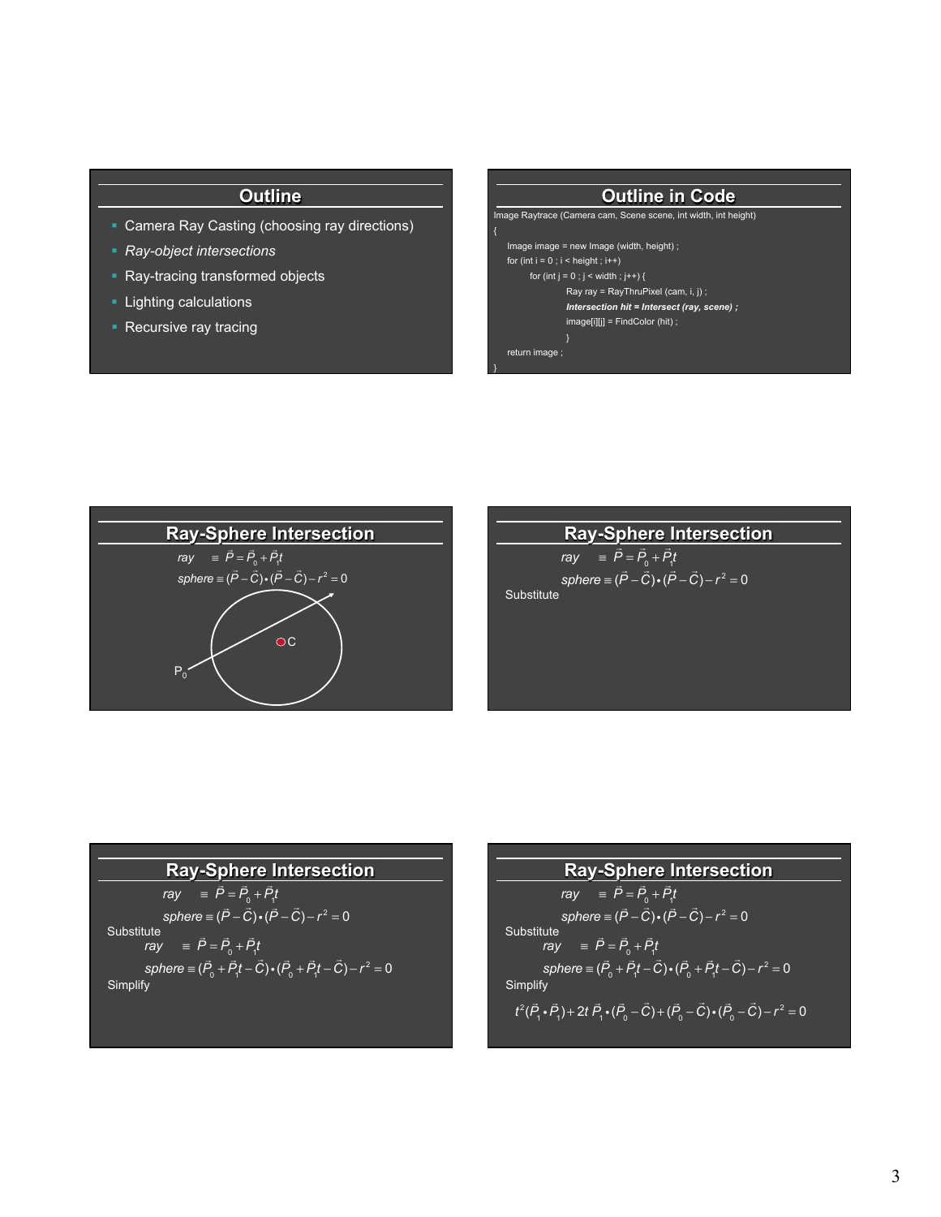## Outline

- Camera Ray Casting (choosing ray directions)
- *Ray-object intersections*
- Ray-tracing transformed objects
- Lighting calculations
- Recursive ray tracing

## Outline in Code

```
Image Raytrace (Camera cam, Scene scene, int width, int height)
{
    Image image = new Image (width, height) ;
    for (int i = 0 ; i < height ; i++)
        for (int j = 0 ; j < width ; j++) {
                Ray ray = RayThruPixel (cam, i, j) ;
                Intersection hit = Intersect (ray, scene) ;
                image[i][j] = FindColor (hit) ;
                }
    return image ;
}
```

## Ray-Sphere Intersection

$$ray \equiv \vec{P} = \vec{P}_0 + \vec{P}_1 t$$

$$sphere \equiv (\vec{P} - \vec{C}) \cdot (\vec{P} - \vec{C}) - r^2 = 0$$

C

$P_0$

## Ray-Sphere Intersection

$$ray \equiv \vec{P} = \vec{P}_0 + \vec{P}_1 t$$

$$sphere \equiv (\vec{P} - \vec{C}) \cdot (\vec{P} - \vec{C}) - r^2 = 0$$

Substitute

## Ray-Sphere Intersection

$$ray \equiv \vec{P} = \vec{P}_0 + \vec{P}_1 t$$

$$sphere \equiv (\vec{P} - \vec{C}) \cdot (\vec{P} - \vec{C}) - r^2 = 0$$

Substitute

$$ray \equiv \vec{P} = \vec{P}_0 + \vec{P}_1 t$$

$$sphere \equiv (\vec{P}_0 + \vec{P}_1 t - \vec{C}) \cdot (\vec{P}_0 + \vec{P}_1 t - \vec{C}) - r^2 = 0$$

Simplify

## Ray-Sphere Intersection

$$ray \equiv \vec{P} = \vec{P}_0 + \vec{P}_1 t$$

$$sphere \equiv (\vec{P} - \vec{C}) \cdot (\vec{P} - \vec{C}) - r^2 = 0$$

Substitute

$$ray \equiv \vec{P} = \vec{P}_0 + \vec{P}_1 t$$

$$sphere \equiv (\vec{P}_0 + \vec{P}_1 t - \vec{C}) \cdot (\vec{P}_0 + \vec{P}_1 t - \vec{C}) - r^2 = 0$$

Simplify

$$t^2(\vec{P}_1 \cdot \vec{P}_1) + 2t\,\vec{P}_1 \cdot (\vec{P}_0 - \vec{C}) + (\vec{P}_0 - \vec{C}) \cdot (\vec{P}_0 - \vec{C}) - r^2 = 0$$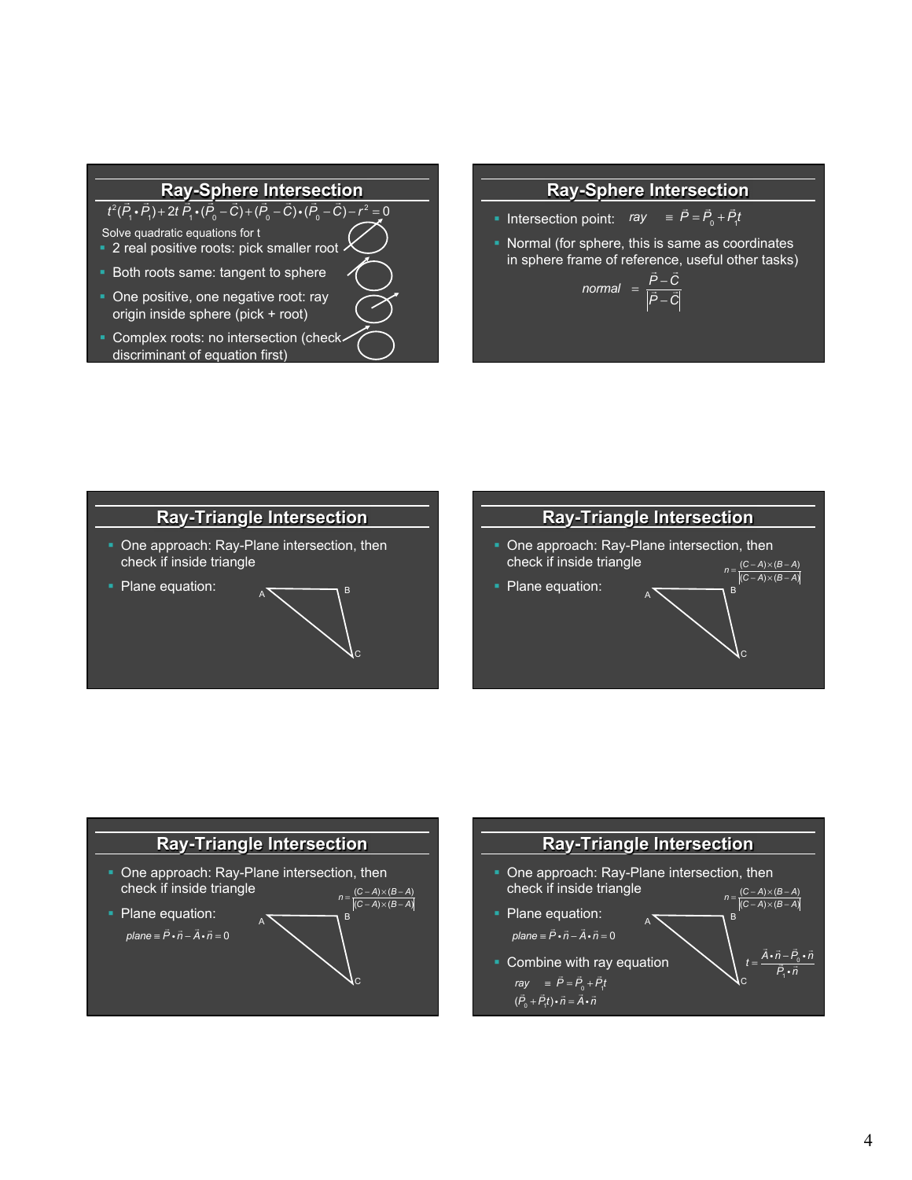## Ray-Sphere Intersection

$$t^2(\vec{P}_1 \bullet \vec{P}_1) + 2t\, \vec{P}_1 \bullet (\vec{P}_0 - \vec{C}) + (\vec{P}_0 - \vec{C}) \bullet (\vec{P}_0 - \vec{C}) - r^2 = 0$$

Solve quadratic equations for t

- 2 real positive roots: pick smaller root
- Both roots same: tangent to sphere
- One positive, one negative root: ray origin inside sphere (pick + root)
- Complex roots: no intersection (check discriminant of equation first)

## Ray-Sphere Intersection

- Intersection point: $ray \equiv \vec{P} = \vec{P}_0 + \vec{P}_1 t$
- Normal (for sphere, this is same as coordinates in sphere frame of reference, useful other tasks)

$$normal = \frac{\vec{P} - \vec{C}}{\left|\vec{P} - \vec{C}\right|}$$

## Ray-Triangle Intersection

- One approach: Ray-Plane intersection, then check if inside triangle
- Plane equation:

A B C

## Ray-Triangle Intersection

- One approach: Ray-Plane intersection, then check if inside triangle
- Plane equation:

$$n = \frac{(C-A)\times(B-A)}{\left|(C-A)\times(B-A)\right|}$$

A B C

## Ray-Triangle Intersection

- One approach: Ray-Plane intersection, then check if inside triangle
- Plane equation:

$$plane \equiv \vec{P} \bullet \vec{n} - \vec{A} \bullet \vec{n} = 0$$

$$n = \frac{(C-A)\times(B-A)}{\left|(C-A)\times(B-A)\right|}$$

A B C

## Ray-Triangle Intersection

- One approach: Ray-Plane intersection, then check if inside triangle
- Plane equation:

$$plane \equiv \vec{P} \bullet \vec{n} - \vec{A} \bullet \vec{n} = 0$$

$$n = \frac{(C-A)\times(B-A)}{\left|(C-A)\times(B-A)\right|}$$

- Combine with ray equation

$$ray \equiv \vec{P} = \vec{P}_0 + \vec{P}_1 t$$

$$(\vec{P}_0 + \vec{P}_1 t) \bullet \vec{n} = \vec{A} \bullet \vec{n}$$

$$t = \frac{\vec{A} \bullet \vec{n} - \vec{P}_0 \bullet \vec{n}}{\vec{P}_1 \bullet \vec{n}}$$

A B C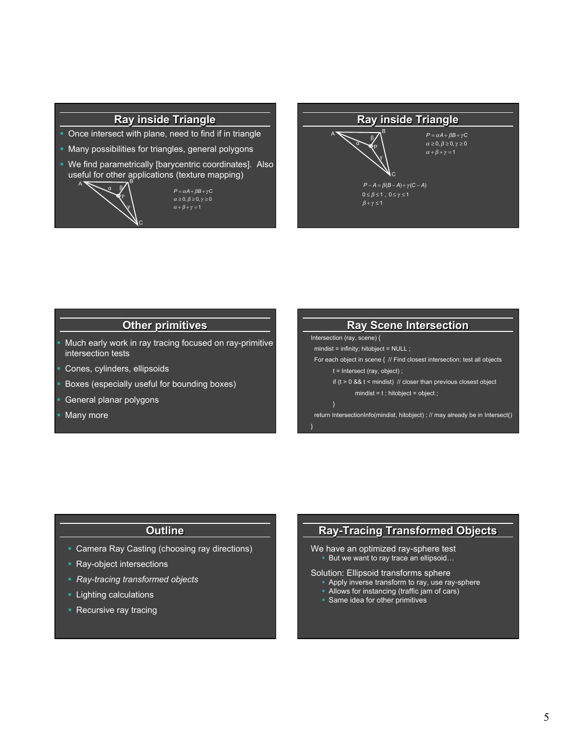## Ray inside Triangle

- Once intersect with plane, need to find if in triangle
- Many possibilities for triangles, general polygons
- We find parametrically [barycentric coordinates]. Also useful for other applications (texture mapping)

$$P = \alpha A + \beta B + \gamma C$$
$$\alpha \geq 0, \beta \geq 0, \gamma \geq 0$$
$$\alpha + \beta + \gamma = 1$$

## Ray inside Triangle

$$P = \alpha A + \beta B + \gamma C$$
$$\alpha \geq 0, \beta \geq 0, \gamma \geq 0$$
$$\alpha + \beta + \gamma = 1$$

$$P - A = \beta(B - A) + \gamma(C - A)$$
$$0 \leq \beta \leq 1 \;,\; 0 \leq \gamma \leq 1$$
$$\beta + \gamma \leq 1$$

## Other primitives

- Much early work in ray tracing focused on ray-primitive intersection tests
- Cones, cylinders, ellipsoids
- Boxes (especially useful for bounding boxes)
- General planar polygons
- Many more

## Ray Scene Intersection

```
Intersection (ray, scene) {
  mindist = infinity; hitobject = NULL ;
  For each object in scene {  // Find closest intersection; test all objects
        t = Intersect (ray, object) ;
        if (t > 0 && t < mindist)  // closer than previous closest object
              mindist = t ; hitobject = object ;
        }
  return IntersectionInfo(mindist, hitobject) ; // may already be in Intersect()
}
```

## Outline

- Camera Ray Casting (choosing ray directions)
- Ray-object intersections
- *Ray-tracing transformed objects*
- Lighting calculations
- Recursive ray tracing

## Ray-Tracing Transformed Objects

We have an optimized ray-sphere test
- But we want to ray trace an ellipsoid…

Solution: Ellipsoid transforms sphere
- Apply inverse transform to ray, use ray-sphere
- Allows for instancing (traffic jam of cars)
- Same idea for other primitives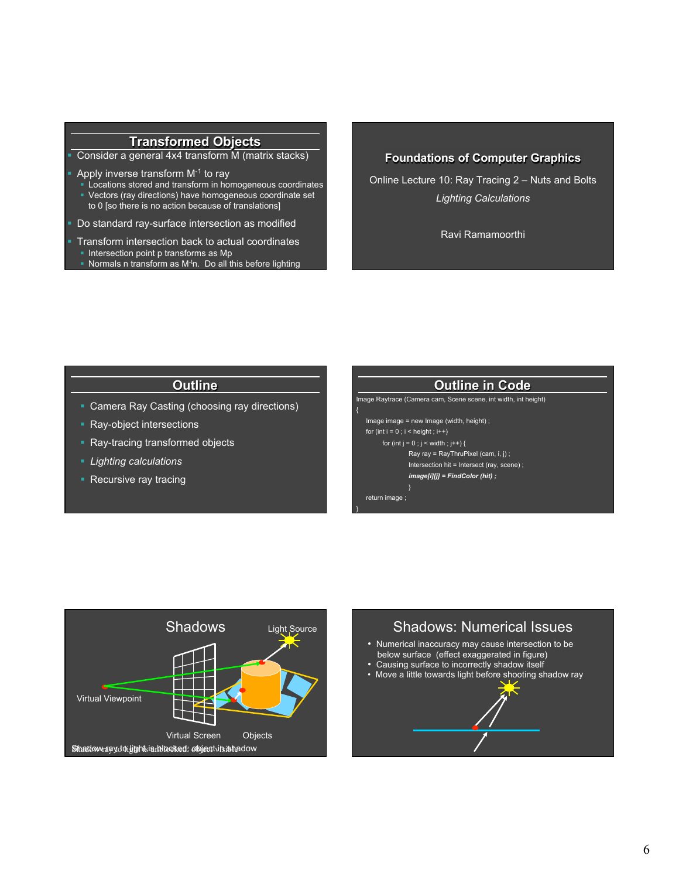## Transformed Objects

- Consider a general 4x4 transform M (matrix stacks)
- Apply inverse transform $M^{-1}$ to ray
  - Locations stored and transform in homogeneous coordinates
  - Vectors (ray directions) have homogeneous coordinate set to 0 [so there is no action because of translations]
- Do standard ray-surface intersection as modified
- Transform intersection back to actual coordinates
  - Intersection point p transforms as Mp
  - Normals n transform as $M^{-t}n$. Do all this before lighting

## Foundations of Computer Graphics

Online Lecture 10: Ray Tracing 2 – Nuts and Bolts

*Lighting Calculations*

Ravi Ramamoorthi

## Outline

- Camera Ray Casting (choosing ray directions)
- Ray-object intersections
- Ray-tracing transformed objects
- *Lighting calculations*
- Recursive ray tracing

## Outline in Code

```
Image Raytrace (Camera cam, Scene scene, int width, int height)
{
    Image image = new Image (width, height) ;
    for (int i = 0 ; i < height ; i++)
        for (int j = 0 ; j < width ; j++) {
            Ray ray = RayThruPixel (cam, i, j) ;
            Intersection hit = Intersect (ray, scene) ;
            image[i][j] = FindColor (hit) ;
        }
    return image ;
}
```

## Shadows

Light Source

Virtual Viewpoint

Virtual Screen

Objects

Shadow ray to light is unblocked: object visible / Shadow ray to light is blocked: object in shadow

## Shadows: Numerical Issues

- Numerical inaccuracy may cause intersection to be below surface (effect exaggerated in figure)
- Causing surface to incorrectly shadow itself
- Move a little towards light before shooting shadow ray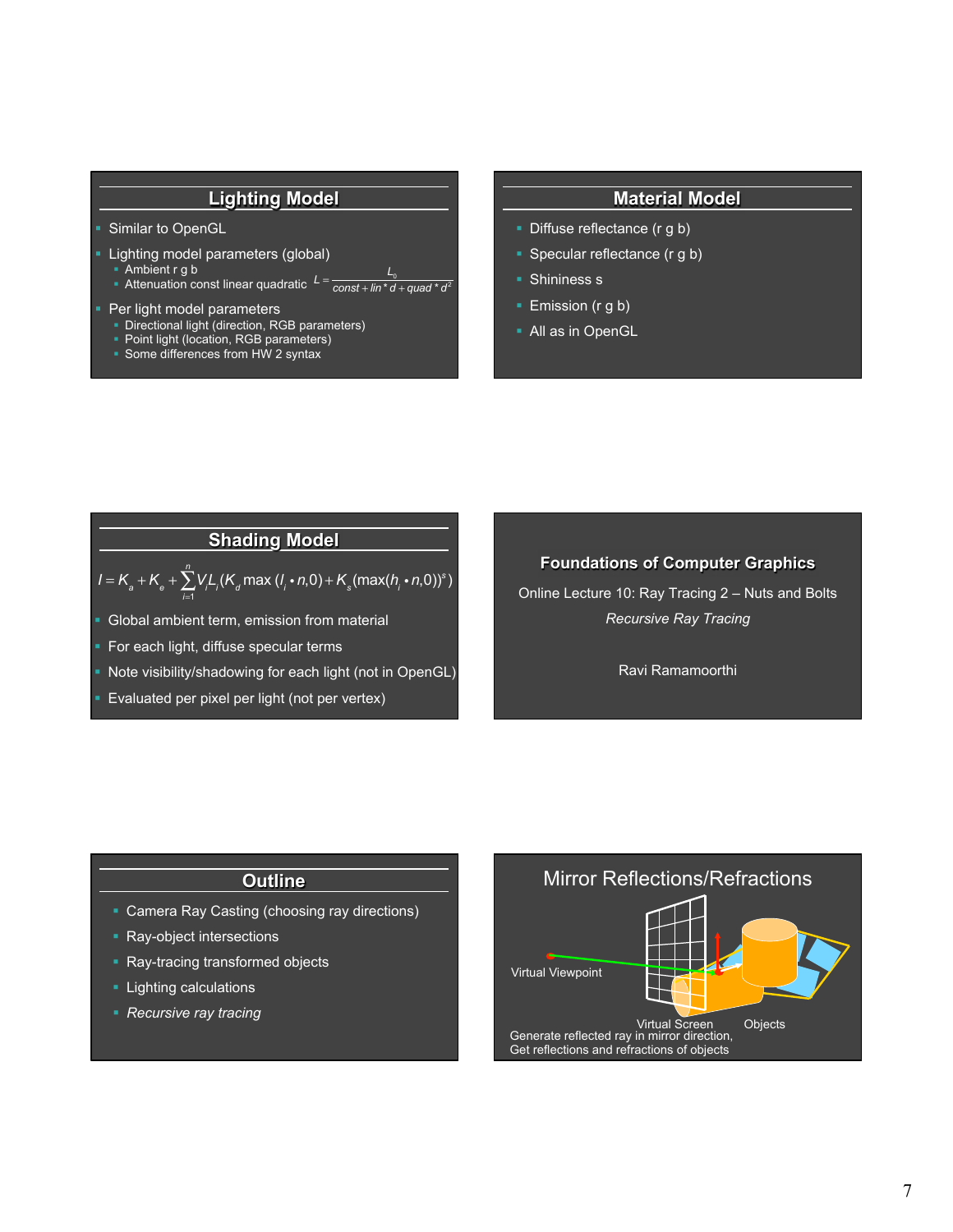## Lighting Model

- Similar to OpenGL
- Lighting model parameters (global)
  - Ambient r g b
  - Attenuation const linear quadratic $L = \frac{L_0}{const + lin * d + quad * d^2}$
- Per light model parameters
  - Directional light (direction, RGB parameters)
  - Point light (location, RGB parameters)
  - Some differences from HW 2 syntax

## Material Model

- Diffuse reflectance (r g b)
- Specular reflectance (r g b)
- Shininess s
- Emission (r g b)
- All as in OpenGL

## Shading Model

$$I = K_a + K_e + \sum_{i=1}^{n} V_i L_i (K_d \max(l_i \cdot n, 0) + K_s (\max(h_i \cdot n, 0))^s)$$

- Global ambient term, emission from material
- For each light, diffuse specular terms
- Note visibility/shadowing for each light (not in OpenGL)
- Evaluated per pixel per light (not per vertex)

## Foundations of Computer Graphics

Online Lecture 10: Ray Tracing 2 – Nuts and Bolts

*Recursive Ray Tracing*

Ravi Ramamoorthi

## Outline

- Camera Ray Casting (choosing ray directions)
- Ray-object intersections
- Ray-tracing transformed objects
- Lighting calculations
- *Recursive ray tracing*

## Mirror Reflections/Refractions

Virtual Viewpoint

Virtual Screen

Objects

Generate reflected ray in mirror direction,
Get reflections and refractions of objects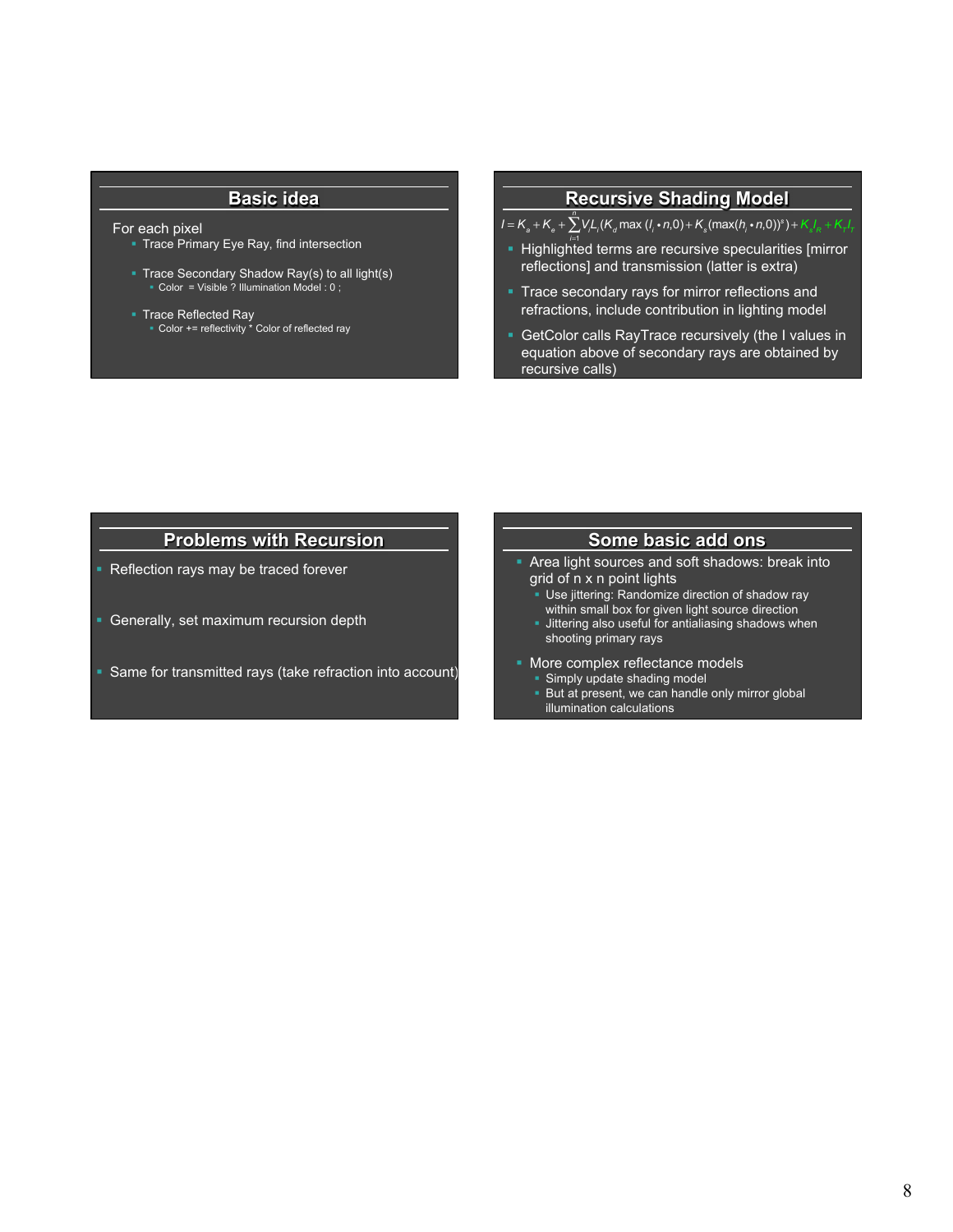## Basic idea

For each pixel

- Trace Primary Eye Ray, find intersection
- Trace Secondary Shadow Ray(s) to all light(s)
  - Color = Visible ? Illumination Model : 0 ;
- Trace Reflected Ray
  - Color += reflectivity * Color of reflected ray

## Recursive Shading Model

$$I = K_a + K_e + \sum_{i=1}^{n} V_i L_i (K_d \max(l_i \bullet n, 0) + K_s (\max(h_i \bullet n, 0))^s) + K_s I_R + K_T I_T$$

- Highlighted terms are recursive specularities [mirror reflections] and transmission (latter is extra)
- Trace secondary rays for mirror reflections and refractions, include contribution in lighting model
- GetColor calls RayTrace recursively (the I values in equation above of secondary rays are obtained by recursive calls)

## Problems with Recursion

- Reflection rays may be traced forever
- Generally, set maximum recursion depth
- Same for transmitted rays (take refraction into account)

## Some basic add ons

- Area light sources and soft shadows: break into grid of n x n point lights
  - Use jittering: Randomize direction of shadow ray within small box for given light source direction
  - Jittering also useful for antialiasing shadows when shooting primary rays
- More complex reflectance models
  - Simply update shading model
  - But at present, we can handle only mirror global illumination calculations